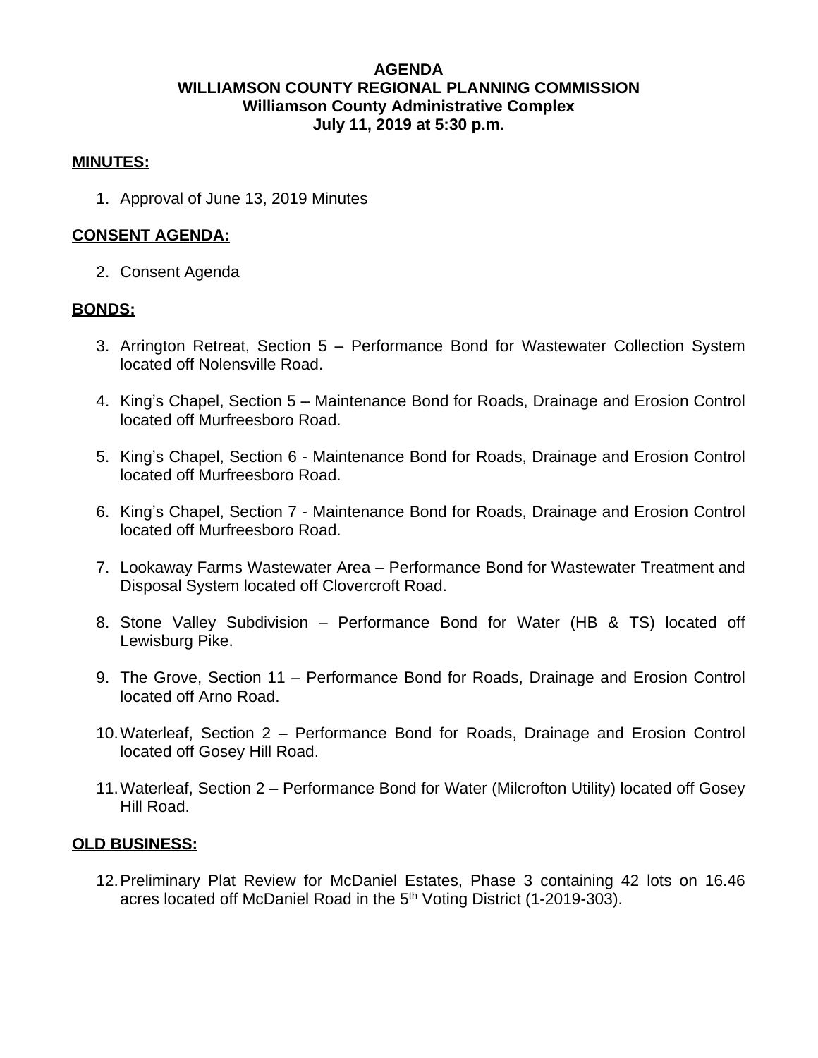# AGENDA
## WILLIAMSON COUNTY REGIONAL PLANNING COMMISSION
### Williamson County Administrative Complex
### July 11, 2019 at 5:30 p.m.

**MINUTES:**

1. Approval of June 13, 2019 Minutes

**CONSENT AGENDA:**

2. Consent Agenda

**BONDS:**

3. Arrington Retreat, Section 5 – Performance Bond for Wastewater Collection System located off Nolensville Road.

4. King's Chapel, Section 5 – Maintenance Bond for Roads, Drainage and Erosion Control located off Murfreesboro Road.

5. King's Chapel, Section 6 - Maintenance Bond for Roads, Drainage and Erosion Control located off Murfreesboro Road.

6. King's Chapel, Section 7 - Maintenance Bond for Roads, Drainage and Erosion Control located off Murfreesboro Road.

7. Lookaway Farms Wastewater Area – Performance Bond for Wastewater Treatment and Disposal System located off Clovercroft Road.

8. Stone Valley Subdivision – Performance Bond for Water (HB & TS) located off Lewisburg Pike.

9. The Grove, Section 11 – Performance Bond for Roads, Drainage and Erosion Control located off Arno Road.

10. Waterleaf, Section 2 – Performance Bond for Roads, Drainage and Erosion Control located off Gosey Hill Road.

11. Waterleaf, Section 2 – Performance Bond for Water (Milcrofton Utility) located off Gosey Hill Road.

**OLD BUSINESS:**

12. Preliminary Plat Review for McDaniel Estates, Phase 3 containing 42 lots on 16.46 acres located off McDaniel Road in the 5th Voting District (1-2019-303).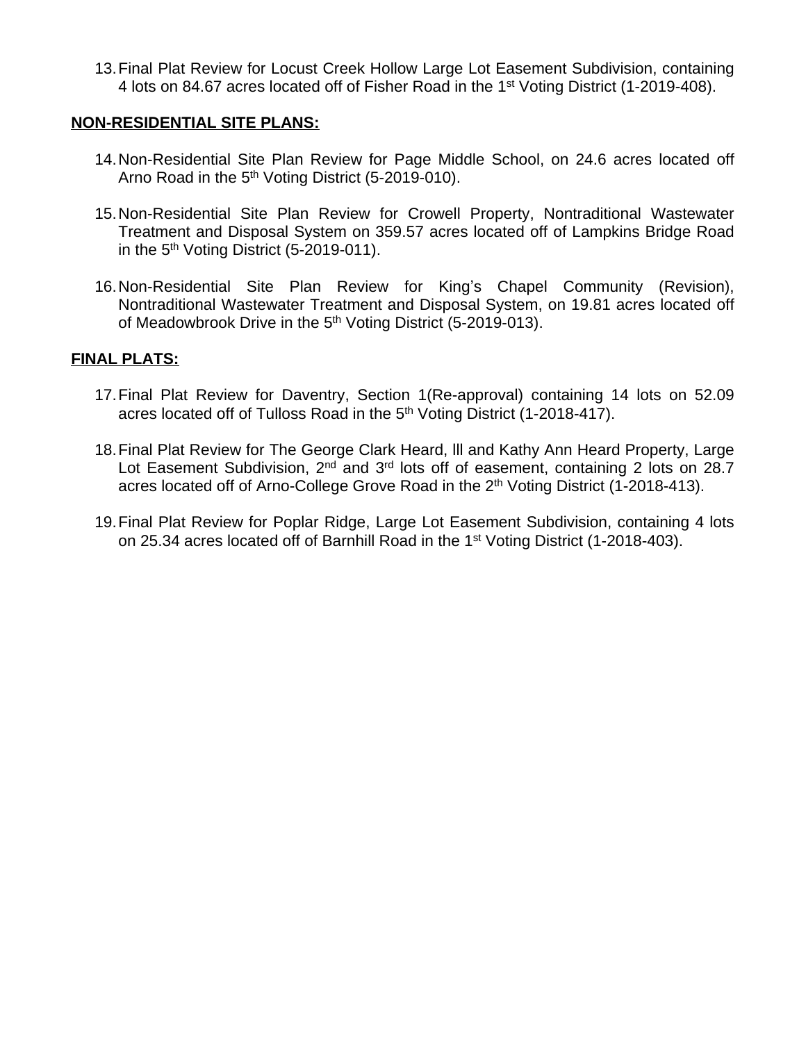13. Final Plat Review for Locust Creek Hollow Large Lot Easement Subdivision, containing 4 lots on 84.67 acres located off of Fisher Road in the 1st Voting District (1-2019-408).

**NON-RESIDENTIAL SITE PLANS:**

14. Non-Residential Site Plan Review for Page Middle School, on 24.6 acres located off Arno Road in the 5th Voting District (5-2019-010).

15. Non-Residential Site Plan Review for Crowell Property, Nontraditional Wastewater Treatment and Disposal System on 359.57 acres located off of Lampkins Bridge Road in the 5th Voting District (5-2019-011).

16. Non-Residential Site Plan Review for King's Chapel Community (Revision), Nontraditional Wastewater Treatment and Disposal System, on 19.81 acres located off of Meadowbrook Drive in the 5th Voting District (5-2019-013).

**FINAL PLATS:**

17. Final Plat Review for Daventry, Section 1(Re-approval) containing 14 lots on 52.09 acres located off of Tulloss Road in the 5th Voting District (1-2018-417).

18. Final Plat Review for The George Clark Heard, lll and Kathy Ann Heard Property, Large Lot Easement Subdivision, 2nd and 3rd lots off of easement, containing 2 lots on 28.7 acres located off of Arno-College Grove Road in the 2th Voting District (1-2018-413).

19. Final Plat Review for Poplar Ridge, Large Lot Easement Subdivision, containing 4 lots on 25.34 acres located off of Barnhill Road in the 1st Voting District (1-2018-403).